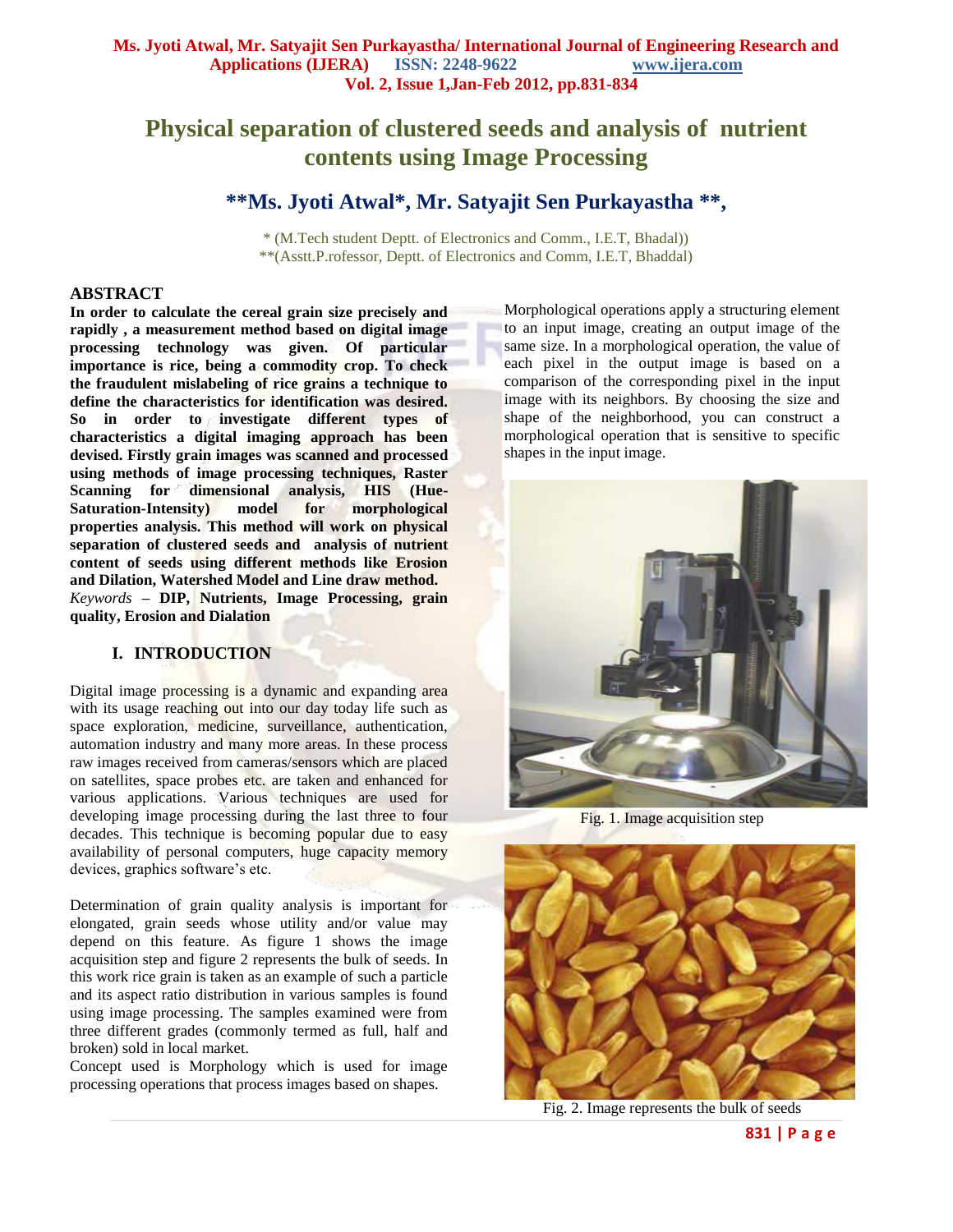# Physical separation of clustered seeds and analysis of nutrient contents using Image Processing

## **Ms. Jyoti Atwal*, Mr. Satyajit Sen Purkayastha **,

* (M.Tech student Deptt. of Electronics and Comm., I.E.T, Bhadal))
**(Asstt.P.rofessor, Deptt. of Electronics and Comm, I.E.T, Bhaddal)

## ABSTRACT

**In order to calculate the cereal grain size precisely and rapidly , a measurement method based on digital image processing technology was given. Of particular importance is rice, being a commodity crop. To check the fraudulent mislabeling of rice grains a technique to define the characteristics for identification was desired. So in order to investigate different types of characteristics a digital imaging approach has been devised. Firstly grain images was scanned and processed using methods of image processing techniques, Raster Scanning for dimensional analysis, HIS (Hue-Saturation-Intensity) model for morphological properties analysis. This method will work on physical separation of clustered seeds and analysis of nutrient content of seeds using different methods like Erosion and Dilation, Watershed Model and Line draw method.**

*Keywords* – **DIP, Nutrients, Image Processing, grain quality, Erosion and Dialation**

## I. INTRODUCTION

Digital image processing is a dynamic and expanding area with its usage reaching out into our day today life such as space exploration, medicine, surveillance, authentication, automation industry and many more areas. In these process raw images received from cameras/sensors which are placed on satellites, space probes etc. are taken and enhanced for various applications. Various techniques are used for developing image processing during the last three to four decades. This technique is becoming popular due to easy availability of personal computers, huge capacity memory devices, graphics software's etc.

Determination of grain quality analysis is important for elongated, grain seeds whose utility and/or value may depend on this feature. As figure 1 shows the image acquisition step and figure 2 represents the bulk of seeds. In this work rice grain is taken as an example of such a particle and its aspect ratio distribution in various samples is found using image processing. The samples examined were from three different grades (commonly termed as full, half and broken) sold in local market.

Concept used is Morphology which is used for image processing operations that process images based on shapes. Morphological operations apply a structuring element to an input image, creating an output image of the same size. In a morphological operation, the value of each pixel in the output image is based on a comparison of the corresponding pixel in the input image with its neighbors. By choosing the size and shape of the neighborhood, you can construct a morphological operation that is sensitive to specific shapes in the input image.

Fig. 1. Image acquisition step

Fig. 2. Image represents the bulk of seeds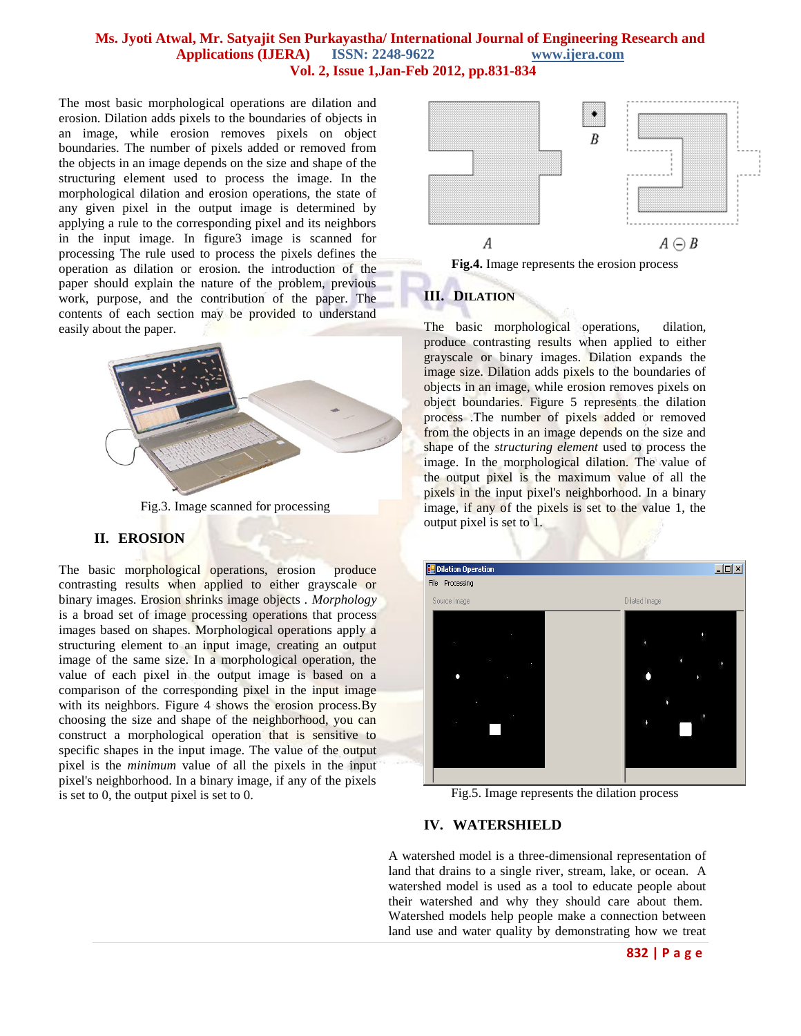The most basic morphological operations are dilation and erosion. Dilation adds pixels to the boundaries of objects in an image, while erosion removes pixels on object boundaries. The number of pixels added or removed from the objects in an image depends on the size and shape of the structuring element used to process the image. In the morphological dilation and erosion operations, the state of any given pixel in the output image is determined by applying a rule to the corresponding pixel and its neighbors in the input image. In figure3 image is scanned for processing The rule used to process the pixels defines the operation as dilation or erosion. the introduction of the paper should explain the nature of the problem, previous work, purpose, and the contribution of the paper. The contents of each section may be provided to understand easily about the paper.

Fig.3. Image scanned for processing

## II. EROSION

The basic morphological operations, erosion produce contrasting results when applied to either grayscale or binary images. Erosion shrinks image objects . *Morphology* is a broad set of image processing operations that process images based on shapes. Morphological operations apply a structuring element to an input image, creating an output image of the same size. In a morphological operation, the value of each pixel in the output image is based on a comparison of the corresponding pixel in the input image with its neighbors. Figure 4 shows the erosion process.By choosing the size and shape of the neighborhood, you can construct a morphological operation that is sensitive to specific shapes in the input image. The value of the output pixel is the *minimum* value of all the pixels in the input pixel's neighborhood. In a binary image, if any of the pixels is set to 0, the output pixel is set to 0.

**Fig.4.** Image represents the erosion process

## III. DILATION

The basic morphological operations, dilation, produce contrasting results when applied to either grayscale or binary images. Dilation expands the image size. Dilation adds pixels to the boundaries of objects in an image, while erosion removes pixels on object boundaries. Figure 5 represents the dilation process .The number of pixels added or removed from the objects in an image depends on the size and shape of the *structuring element* used to process the image. In the morphological dilation. The value of the output pixel is the maximum value of all the pixels in the input pixel's neighborhood. In a binary image, if any of the pixels is set to the value 1, the output pixel is set to 1.

Fig.5. Image represents the dilation process

## IV. WATERSHIELD

A watershed model is a three-dimensional representation of land that drains to a single river, stream, lake, or ocean. A watershed model is used as a tool to educate people about their watershed and why they should care about them. Watershed models help people make a connection between land use and water quality by demonstrating how we treat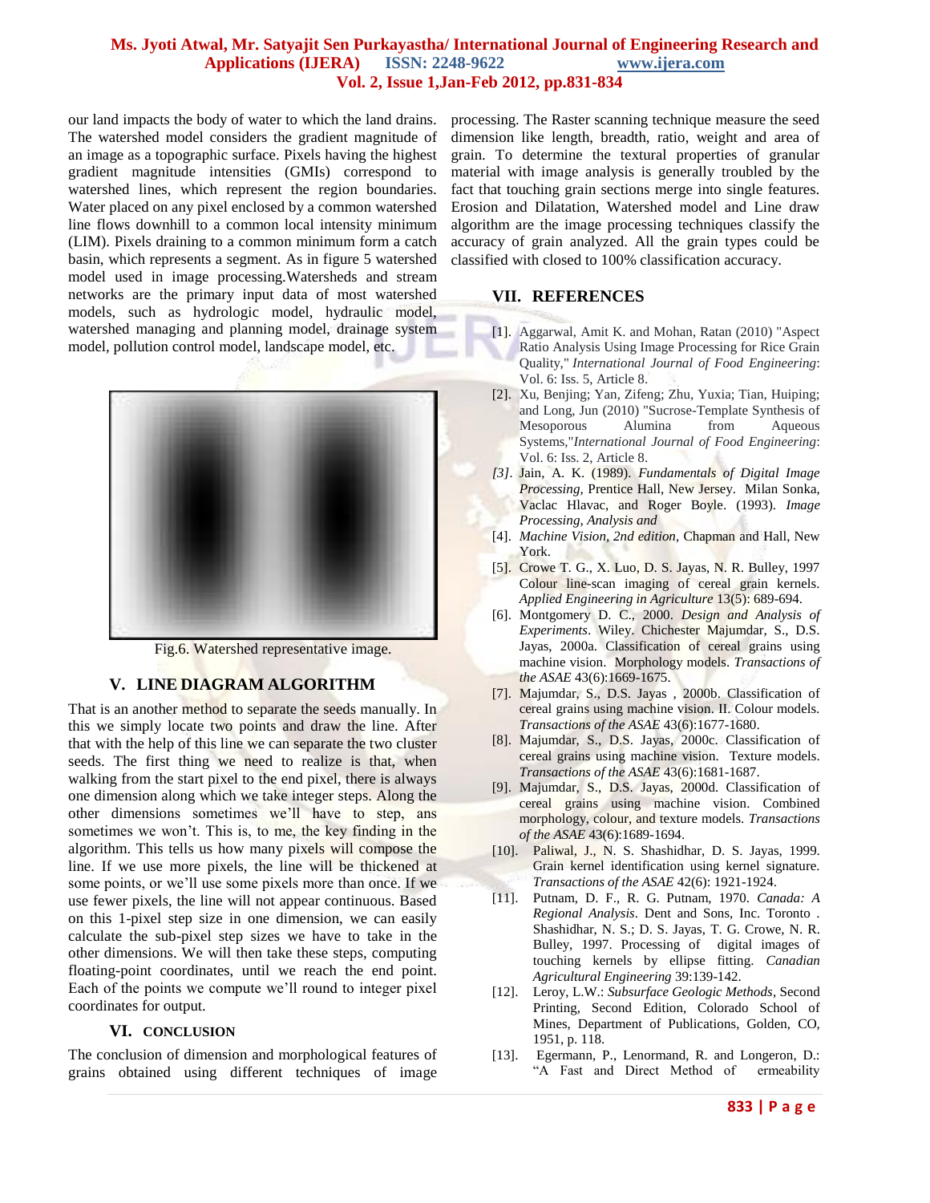our land impacts the body of water to which the land drains. The watershed model considers the gradient magnitude of an image as a topographic surface. Pixels having the highest gradient magnitude intensities (GMIs) correspond to watershed lines, which represent the region boundaries. Water placed on any pixel enclosed by a common watershed line flows downhill to a common local intensity minimum (LIM). Pixels draining to a common minimum form a catch basin, which represents a segment. As in figure 5 watershed model used in image processing.Watersheds and stream networks are the primary input data of most watershed models, such as hydrologic model, hydraulic model, watershed managing and planning model, drainage system model, pollution control model, landscape model, etc.

Fig.6. Watershed representative image.

## V. LINE DIAGRAM ALGORITHM

That is an another method to separate the seeds manually. In this we simply locate two points and draw the line. After that with the help of this line we can separate the two cluster seeds. The first thing we need to realize is that, when walking from the start pixel to the end pixel, there is always one dimension along which we take integer steps. Along the other dimensions sometimes we'll have to step, ans sometimes we won't. This is, to me, the key finding in the algorithm. This tells us how many pixels will compose the line. If we use more pixels, the line will be thickened at some points, or we'll use some pixels more than once. If we use fewer pixels, the line will not appear continuous. Based on this 1-pixel step size in one dimension, we can easily calculate the sub-pixel step sizes we have to take in the other dimensions. We will then take these steps, computing floating-point coordinates, until we reach the end point. Each of the points we compute we'll round to integer pixel coordinates for output.

## VI. CONCLUSION

The conclusion of dimension and morphological features of grains obtained using different techniques of image processing. The Raster scanning technique measure the seed dimension like length, breadth, ratio, weight and area of grain. To determine the textural properties of granular material with image analysis is generally troubled by the fact that touching grain sections merge into single features. Erosion and Dilatation, Watershed model and Line draw algorithm are the image processing techniques classify the accuracy of grain analyzed. All the grain types could be classified with closed to 100% classification accuracy.

## VII. REFERENCES

[1]. Aggarwal, Amit K. and Mohan, Ratan (2010) "Aspect Ratio Analysis Using Image Processing for Rice Grain Quality," *International Journal of Food Engineering*: Vol. 6: Iss. 5, Article 8.

[2]. Xu, Benjing; Yan, Zifeng; Zhu, Yuxia; Tian, Huiping; and Long, Jun (2010) "Sucrose-Template Synthesis of Mesoporous Alumina from Aqueous Systems,"*International Journal of Food Engineering*: Vol. 6: Iss. 2, Article 8.

*[3]*. Jain, A. K. (1989). *Fundamentals of Digital Image Processing*, Prentice Hall, New Jersey. Milan Sonka, Vaclac Hlavac, and Roger Boyle. (1993). *Image Processing, Analysis and*

[4]. *Machine Vision, 2nd edition*, Chapman and Hall, New York.

[5]. Crowe T. G., X. Luo, D. S. Jayas, N. R. Bulley, 1997 Colour line-scan imaging of cereal grain kernels. *Applied Engineering in Agriculture* 13(5): 689-694.

[6]. Montgomery D. C., 2000. *Design and Analysis of Experiments*. Wiley. Chichester Majumdar, S., D.S. Jayas, 2000a. Classification of cereal grains using machine vision. Morphology models. *Transactions of the ASAE* 43(6):1669-1675.

[7]. Majumdar, S., D.S. Jayas , 2000b. Classification of cereal grains using machine vision. II. Colour models. *Transactions of the ASAE* 43(6):1677-1680.

[8]. Majumdar, S., D.S. Jayas, 2000c. Classification of cereal grains using machine vision. Texture models. *Transactions of the ASAE* 43(6):1681-1687.

[9]. Majumdar, S., D.S. Jayas, 2000d. Classification of cereal grains using machine vision. Combined morphology, colour, and texture models. *Transactions of the ASAE* 43(6):1689-1694.

[10]. Paliwal, J., N. S. Shashidhar, D. S. Jayas, 1999. Grain kernel identification using kernel signature. *Transactions of the ASAE* 42(6): 1921-1924.

[11]. Putnam, D. F., R. G. Putnam, 1970. *Canada: A Regional Analysis*. Dent and Sons, Inc. Toronto . Shashidhar, N. S.; D. S. Jayas, T. G. Crowe, N. R. Bulley, 1997. Processing of digital images of touching kernels by ellipse fitting. *Canadian Agricultural Engineering* 39:139-142.

[12]. Leroy, L.W.: *Subsurface Geologic Methods*, Second Printing, Second Edition, Colorado School of Mines, Department of Publications, Golden, CO, 1951, p. 118.

[13]. Egermann, P., Lenormand, R. and Longeron, D.: "A Fast and Direct Method of ermeability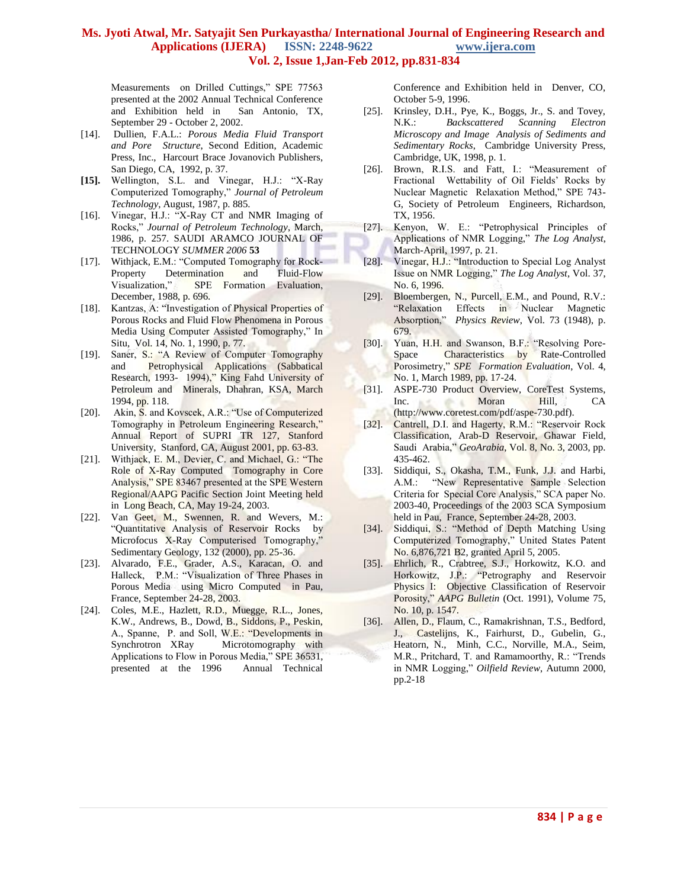Measurements on Drilled Cuttings," SPE 77563 presented at the 2002 Annual Technical Conference and Exhibition held in San Antonio, TX, September 29 - October 2, 2002.

[14]. Dullien, F.A.L.: *Porous Media Fluid Transport and Pore Structure*, Second Edition, Academic Press, Inc., Harcourt Brace Jovanovich Publishers, San Diego, CA, 1992, p. 37.

**[15].** Wellington, S.L. and Vinegar, H.J.: "X-Ray Computerized Tomography," *Journal of Petroleum Technology*, August, 1987, p. 885.

[16]. Vinegar, H.J.: "X-Ray CT and NMR Imaging of Rocks," *Journal of Petroleum Technology*, March, 1986, p. 257. SAUDI ARAMCO JOURNAL OF TECHNOLOGY *SUMMER 2006* **53**

[17]. Withjack, E.M.: "Computed Tomography for Rock-Property Determination and Fluid-Flow Visualization," SPE Formation Evaluation, December, 1988, p. 696.

[18]. Kantzas, A: "Investigation of Physical Properties of Porous Rocks and Fluid Flow Phenomena in Porous Media Using Computer Assisted Tomography," In Situ, Vol. 14, No. 1, 1990, p. 77.

[19]. Saner, S.: "A Review of Computer Tomography and Petrophysical Applications (Sabbatical Research, 1993- 1994)," King Fahd University of Petroleum and Minerals, Dhahran, KSA, March 1994, pp. 118.

[20]. Akin, S. and Kovscek, A.R.: "Use of Computerized Tomography in Petroleum Engineering Research," Annual Report of SUPRI TR 127, Stanford University, Stanford, CA, August 2001, pp. 63-83.

[21]. Withjack, E. M., Devier, C. and Michael, G.: "The Role of X-Ray Computed Tomography in Core Analysis," SPE 83467 presented at the SPE Western Regional/AAPG Pacific Section Joint Meeting held in Long Beach, CA, May 19-24, 2003.

[22]. Van Geet, M., Swennen, R. and Wevers, M.: "Quantitative Analysis of Reservoir Rocks by Microfocus X-Ray Computerised Tomography," Sedimentary Geology, 132 (2000), pp. 25-36.

[23]. Alvarado, F.E., Grader, A.S., Karacan, O. and Halleck, P.M.: "Visualization of Three Phases in Porous Media using Micro Computed in Pau, France, September 24-28, 2003.

[24]. Coles, M.E., Hazlett, R.D., Muegge, R.L., Jones, K.W., Andrews, B., Dowd, B., Siddons, P., Peskin, A., Spanne, P. and Soll, W.E.: "Developments in Synchrotron XRay Microtomography with Applications to Flow in Porous Media," SPE 36531, presented at the 1996 Annual Technical Conference and Exhibition held in Denver, CO, October 5-9, 1996.

[25]. Krinsley, D.H., Pye, K., Boggs, Jr., S. and Tovey, N.K.: *Backscattered Scanning Electron Microscopy and Image Analysis of Sediments and Sedimentary Rocks*, Cambridge University Press, Cambridge, UK, 1998, p. 1.

[26]. Brown, R.I.S. and Fatt, I.: "Measurement of Fractional Wettability of Oil Fields' Rocks by Nuclear Magnetic Relaxation Method," SPE 743-G, Society of Petroleum Engineers, Richardson, TX, 1956.

[27]. Kenyon, W. E.: "Petrophysical Principles of Applications of NMR Logging," *The Log Analyst*, March-April, 1997, p. 21.

[28]. Vinegar, H.J.: "Introduction to Special Log Analyst Issue on NMR Logging," *The Log Analyst*, Vol. 37, No. 6, 1996.

[29]. Bloembergen, N., Purcell, E.M., and Pound, R.V.: "Relaxation Effects in Nuclear Magnetic Absorption," *Physics Review*, Vol. 73 (1948), p. 679.

[30]. Yuan, H.H. and Swanson, B.F.: "Resolving Pore-Space Characteristics by Rate-Controlled Porosimetry," *SPE Formation Evaluation*, Vol. 4, No. 1, March 1989, pp. 17-24.

[31]. ASPE-730 Product Overview, CoreTest Systems, Inc. Moran Hill, CA (http://www.coretest.com/pdf/aspe-730.pdf).

[32]. Cantrell, D.I. and Hagerty, R.M.: "Reservoir Rock Classification, Arab-D Reservoir, Ghawar Field, Saudi Arabia," *GeoArabia*, Vol. 8, No. 3, 2003, pp. 435-462.

[33]. Siddiqui, S., Okasha, T.M., Funk, J.J. and Harbi, A.M.: "New Representative Sample Selection Criteria for Special Core Analysis," SCA paper No. 2003-40, Proceedings of the 2003 SCA Symposium held in Pau, France, September 24-28, 2003.

[34]. Siddiqui, S.: "Method of Depth Matching Using Computerized Tomography," United States Patent No. 6,876,721 B2, granted April 5, 2005.

[35]. Ehrlich, R., Crabtree, S.J., Horkowitz, K.O. and Horkowitz, J.P.: "Petrography and Reservoir Physics I: Objective Classification of Reservoir Porosity," *AAPG Bulletin* (Oct. 1991), Volume 75, No. 10, p. 1547.

[36]. Allen, D., Flaum, C., Ramakrishnan, T.S., Bedford, J., Castelijns, K., Fairhurst, D., Gubelin, G., Heatorn, N., Minh, C.C., Norville, M.A., Seim, M.R., Pritchard, T. and Ramamoorthy, R.: "Trends in NMR Logging," *Oilfield Review*, Autumn 2000, pp.2-18